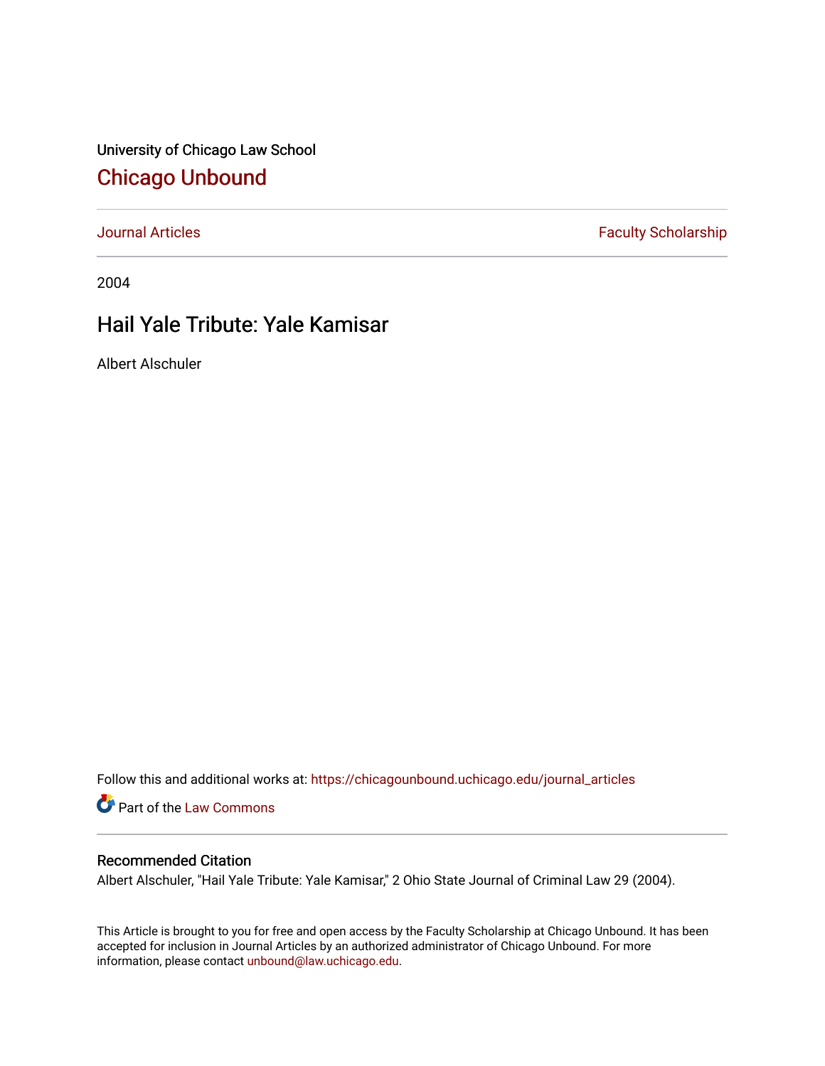University of Chicago Law School

# Chicago Unbound

Journal Articles | Faculty Scholarship

2004

## Hail Yale Tribute: Yale Kamisar

Albert Alschuler

Follow this and additional works at: https://chicagounbound.uchicago.edu/journal_articles

Part of the Law Commons

### Recommended Citation

Albert Alschuler, "Hail Yale Tribute: Yale Kamisar," 2 Ohio State Journal of Criminal Law 29 (2004).

This Article is brought to you for free and open access by the Faculty Scholarship at Chicago Unbound. It has been accepted for inclusion in Journal Articles by an authorized administrator of Chicago Unbound. For more information, please contact unbound@law.uchicago.edu.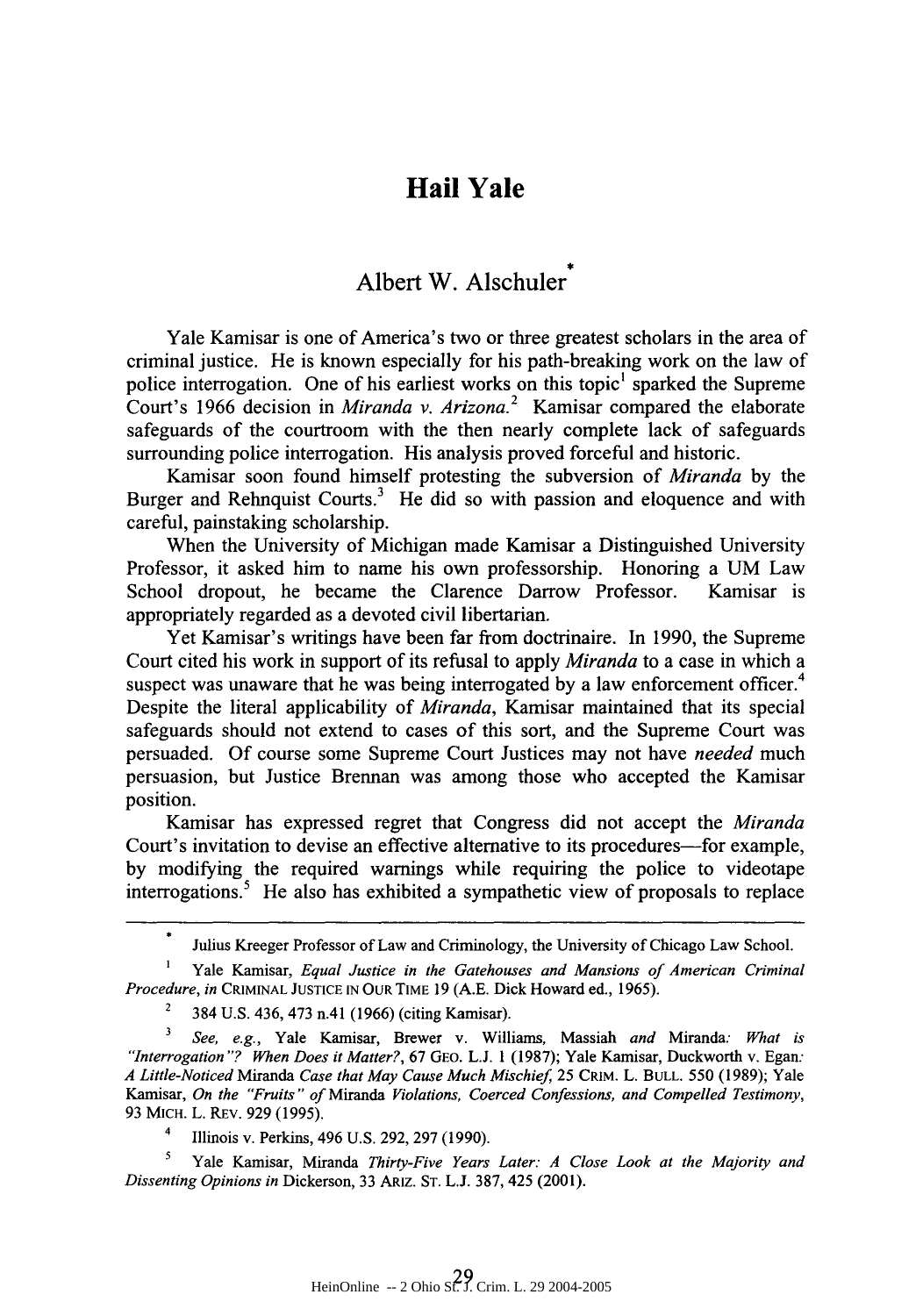# Hail Yale

## Albert W. Alschuler*

Yale Kamisar is one of America's two or three greatest scholars in the area of criminal justice. He is known especially for his path-breaking work on the law of police interrogation. One of his earliest works on this topic[1] sparked the Supreme Court's 1966 decision in *Miranda v. Arizona.*[2] Kamisar compared the elaborate safeguards of the courtroom with the then nearly complete lack of safeguards surrounding police interrogation. His analysis proved forceful and historic.

Kamisar soon found himself protesting the subversion of *Miranda* by the Burger and Rehnquist Courts.[3] He did so with passion and eloquence and with careful, painstaking scholarship.

When the University of Michigan made Kamisar a Distinguished University Professor, it asked him to name his own professorship. Honoring a UM Law School dropout, he became the Clarence Darrow Professor. Kamisar is appropriately regarded as a devoted civil libertarian.

Yet Kamisar's writings have been far from doctrinaire. In 1990, the Supreme Court cited his work in support of its refusal to apply *Miranda* to a case in which a suspect was unaware that he was being interrogated by a law enforcement officer.[4] Despite the literal applicability of *Miranda*, Kamisar maintained that its special safeguards should not extend to cases of this sort, and the Supreme Court was persuaded. Of course some Supreme Court Justices may not have *needed* much persuasion, but Justice Brennan was among those who accepted the Kamisar position.

Kamisar has expressed regret that Congress did not accept the *Miranda* Court's invitation to devise an effective alternative to its procedures—for example, by modifying the required warnings while requiring the police to videotape interrogations.[5] He also has exhibited a sympathetic view of proposals to replace

---

\* Julius Kreeger Professor of Law and Criminology, the University of Chicago Law School.

[1] Yale Kamisar, *Equal Justice in the Gatehouses and Mansions of American Criminal Procedure*, *in* CRIMINAL JUSTICE IN OUR TIME 19 (A.E. Dick Howard ed., 1965).

[2] 384 U.S. 436, 473 n.41 (1966) (citing Kamisar).

[3] *See, e.g.*, Yale Kamisar, Brewer v. Williams, Massiah *and* Miranda*: What is "Interrogation"? When Does it Matter?*, 67 GEO. L.J. 1 (1987); Yale Kamisar, Duckworth v. Egan*: A Little-Noticed* Miranda *Case that May Cause Much Mischief*, 25 CRIM. L. BULL. 550 (1989); Yale Kamisar, *On the "Fruits" of* Miranda *Violations, Coerced Confessions, and Compelled Testimony*, 93 MICH. L. REV. 929 (1995).

[4] Illinois v. Perkins, 496 U.S. 292, 297 (1990).

[5] Yale Kamisar, Miranda *Thirty-Five Years Later: A Close Look at the Majority and Dissenting Opinions in* Dickerson, 33 ARIZ. ST. L.J. 387, 425 (2001).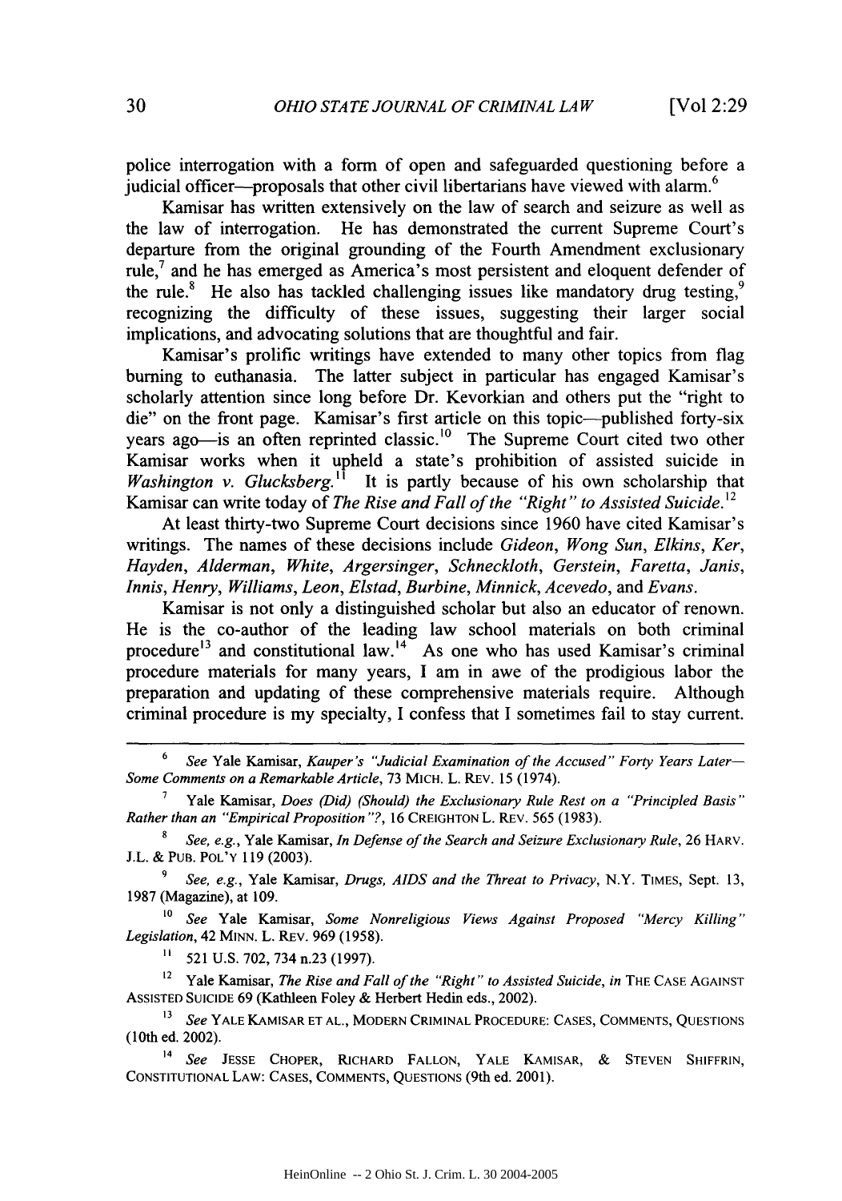police interrogation with a form of open and safeguarded questioning before a judicial officer—proposals that other civil libertarians have viewed with alarm.[6]

Kamisar has written extensively on the law of search and seizure as well as the law of interrogation. He has demonstrated the current Supreme Court's departure from the original grounding of the Fourth Amendment exclusionary rule,[7] and he has emerged as America's most persistent and eloquent defender of the rule.[8] He also has tackled challenging issues like mandatory drug testing,[9] recognizing the difficulty of these issues, suggesting their larger social implications, and advocating solutions that are thoughtful and fair.

Kamisar's prolific writings have extended to many other topics from flag burning to euthanasia. The latter subject in particular has engaged Kamisar's scholarly attention since long before Dr. Kevorkian and others put the "right to die" on the front page. Kamisar's first article on this topic—published forty-six years ago—is an often reprinted classic.[10] The Supreme Court cited two other Kamisar works when it upheld a state's prohibition of assisted suicide in *Washington v. Glucksberg*.[11] It is partly because of his own scholarship that Kamisar can write today of *The Rise and Fall of the "Right" to Assisted Suicide*.[12]

At least thirty-two Supreme Court decisions since 1960 have cited Kamisar's writings. The names of these decisions include *Gideon*, *Wong Sun*, *Elkins*, *Ker*, *Hayden*, *Alderman*, *White*, *Argersinger*, *Schneckloth*, *Gerstein*, *Faretta*, *Janis*, *Innis*, *Henry*, *Williams*, *Leon*, *Elstad*, *Burbine*, *Minnick*, *Acevedo*, and *Evans*.

Kamisar is not only a distinguished scholar but also an educator of renown. He is the co-author of the leading law school materials on both criminal procedure[13] and constitutional law.[14] As one who has used Kamisar's criminal procedure materials for many years, I am in awe of the prodigious labor the preparation and updating of these comprehensive materials require. Although criminal procedure is my specialty, I confess that I sometimes fail to stay current.

---

[6] *See* Yale Kamisar, *Kauper's "Judicial Examination of the Accused" Forty Years Later—Some Comments on a Remarkable Article*, 73 MICH. L. REV. 15 (1974).

[7] Yale Kamisar, *Does (Did) (Should) the Exclusionary Rule Rest on a "Principled Basis" Rather than an "Empirical Proposition"?*, 16 CREIGHTON L. REV. 565 (1983).

[8] *See, e.g.*, Yale Kamisar, *In Defense of the Search and Seizure Exclusionary Rule*, 26 HARV. J.L. & PUB. POL'Y 119 (2003).

[9] *See, e.g.*, Yale Kamisar, *Drugs, AIDS and the Threat to Privacy*, N.Y. TIMES, Sept. 13, 1987 (Magazine), at 109.

[10] *See* Yale Kamisar, *Some Nonreligious Views Against Proposed "Mercy Killing" Legislation*, 42 MINN. L. REV. 969 (1958).

[11] 521 U.S. 702, 734 n.23 (1997).

[12] Yale Kamisar, *The Rise and Fall of the "Right" to Assisted Suicide*, *in* THE CASE AGAINST ASSISTED SUICIDE 69 (Kathleen Foley & Herbert Hedin eds., 2002).

[13] *See* YALE KAMISAR ET AL., MODERN CRIMINAL PROCEDURE: CASES, COMMENTS, QUESTIONS (10th ed. 2002).

[14] *See* JESSE CHOPER, RICHARD FALLON, YALE KAMISAR, & STEVEN SHIFFRIN, CONSTITUTIONAL LAW: CASES, COMMENTS, QUESTIONS (9th ed. 2001).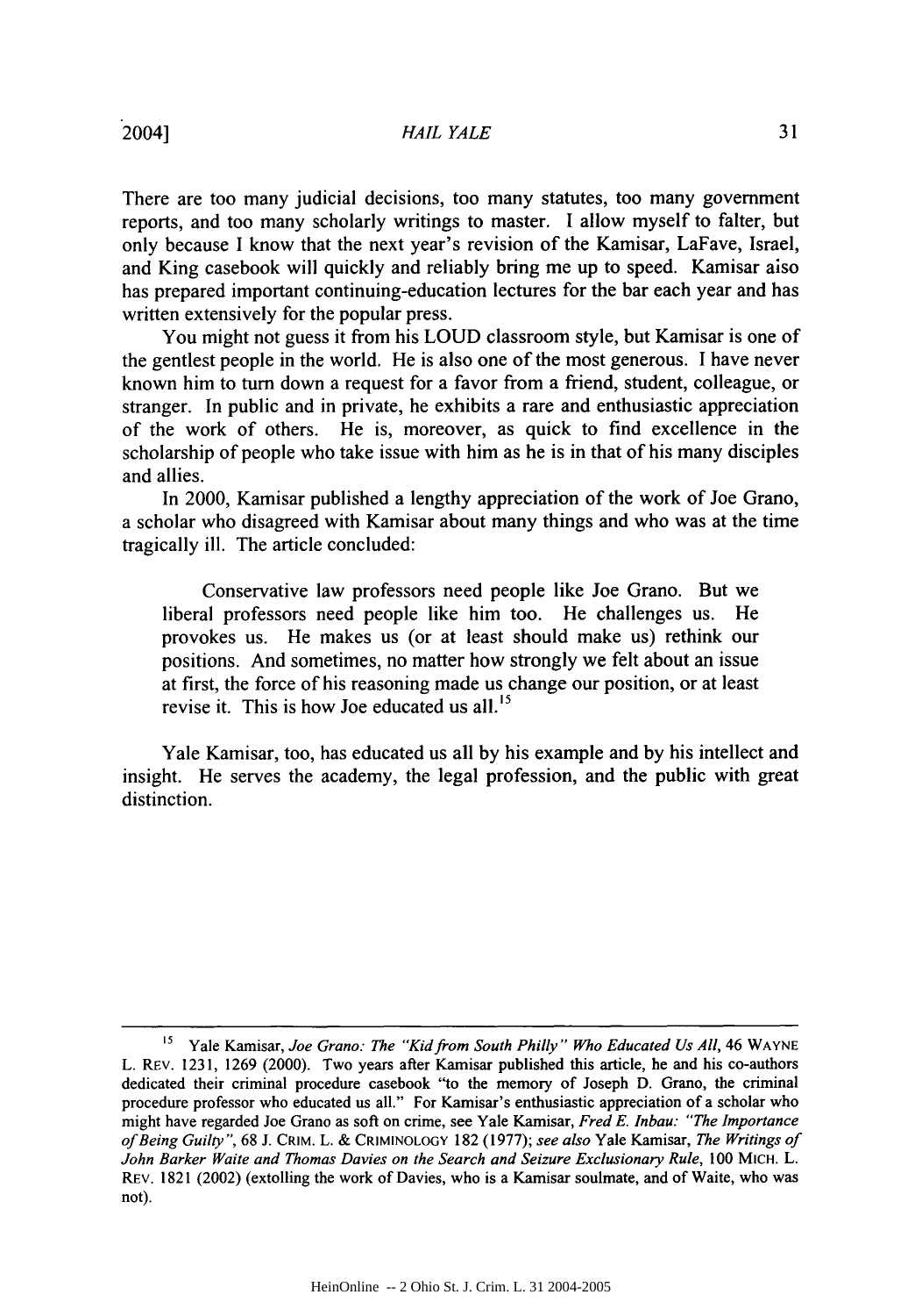There are too many judicial decisions, too many statutes, too many government reports, and too many scholarly writings to master. I allow myself to falter, but only because I know that the next year's revision of the Kamisar, LaFave, Israel, and King casebook will quickly and reliably bring me up to speed. Kamisar also has prepared important continuing-education lectures for the bar each year and has written extensively for the popular press.

You might not guess it from his LOUD classroom style, but Kamisar is one of the gentlest people in the world. He is also one of the most generous. I have never known him to turn down a request for a favor from a friend, student, colleague, or stranger. In public and in private, he exhibits a rare and enthusiastic appreciation of the work of others. He is, moreover, as quick to find excellence in the scholarship of people who take issue with him as he is in that of his many disciples and allies.

In 2000, Kamisar published a lengthy appreciation of the work of Joe Grano, a scholar who disagreed with Kamisar about many things and who was at the time tragically ill. The article concluded:

> Conservative law professors need people like Joe Grano. But we liberal professors need people like him too. He challenges us. He provokes us. He makes us (or at least should make us) rethink our positions. And sometimes, no matter how strongly we felt about an issue at first, the force of his reasoning made us change our position, or at least revise it. This is how Joe educated us all.[15]

Yale Kamisar, too, has educated us all by his example and by his intellect and insight. He serves the academy, the legal profession, and the public with great distinction.

---

[15] Yale Kamisar, *Joe Grano: The "Kid from South Philly" Who Educated Us All*, 46 WAYNE L. REV. 1231, 1269 (2000). Two years after Kamisar published this article, he and his co-authors dedicated their criminal procedure casebook "to the memory of Joseph D. Grano, the criminal procedure professor who educated us all." For Kamisar's enthusiastic appreciation of a scholar who might have regarded Joe Grano as soft on crime, see Yale Kamisar, *Fred E. Inbau: "The Importance of Being Guilty"*, 68 J. CRIM. L. & CRIMINOLOGY 182 (1977); *see also* Yale Kamisar, *The Writings of John Barker Waite and Thomas Davies on the Search and Seizure Exclusionary Rule*, 100 MICH. L. REV. 1821 (2002) (extolling the work of Davies, who is a Kamisar soulmate, and of Waite, who was not).